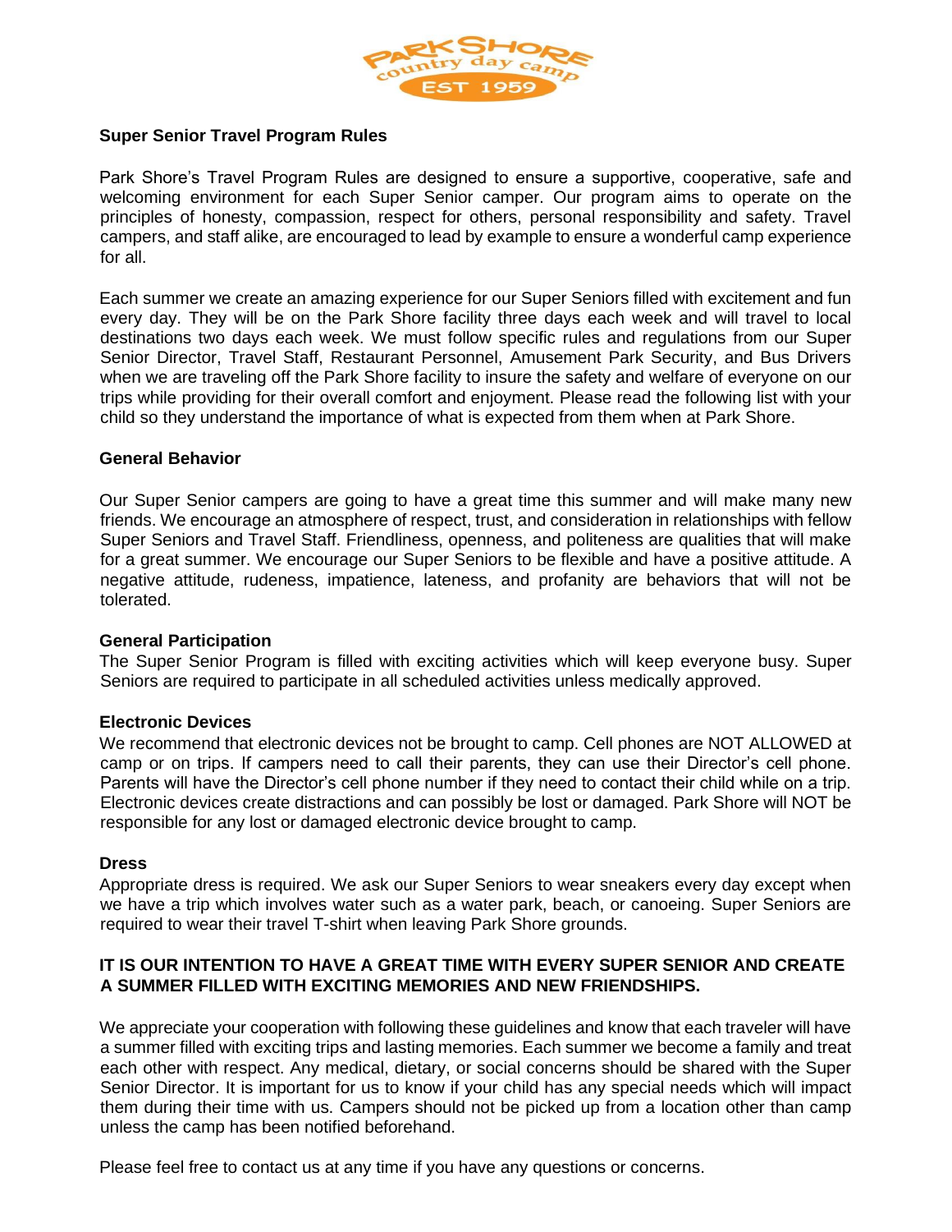PARK SHORE country day camp EST 1959

**Super Senior Travel Program Rules**

Park Shore's Travel Program Rules are designed to ensure a supportive, cooperative, safe and welcoming environment for each Super Senior camper. Our program aims to operate on the principles of honesty, compassion, respect for others, personal responsibility and safety. Travel campers, and staff alike, are encouraged to lead by example to ensure a wonderful camp experience for all.

Each summer we create an amazing experience for our Super Seniors filled with excitement and fun every day. They will be on the Park Shore facility three days each week and will travel to local destinations two days each week. We must follow specific rules and regulations from our Super Senior Director, Travel Staff, Restaurant Personnel, Amusement Park Security, and Bus Drivers when we are traveling off the Park Shore facility to insure the safety and welfare of everyone on our trips while providing for their overall comfort and enjoyment. Please read the following list with your child so they understand the importance of what is expected from them when at Park Shore.

**General Behavior**

Our Super Senior campers are going to have a great time this summer and will make many new friends. We encourage an atmosphere of respect, trust, and consideration in relationships with fellow Super Seniors and Travel Staff. Friendliness, openness, and politeness are qualities that will make for a great summer. We encourage our Super Seniors to be flexible and have a positive attitude. A negative attitude, rudeness, impatience, lateness, and profanity are behaviors that will not be tolerated.

**General Participation**

The Super Senior Program is filled with exciting activities which will keep everyone busy. Super Seniors are required to participate in all scheduled activities unless medically approved.

**Electronic Devices**

We recommend that electronic devices not be brought to camp. Cell phones are NOT ALLOWED at camp or on trips. If campers need to call their parents, they can use their Director's cell phone. Parents will have the Director's cell phone number if they need to contact their child while on a trip. Electronic devices create distractions and can possibly be lost or damaged. Park Shore will NOT be responsible for any lost or damaged electronic device brought to camp.

**Dress**

Appropriate dress is required. We ask our Super Seniors to wear sneakers every day except when we have a trip which involves water such as a water park, beach, or canoeing. Super Seniors are required to wear their travel T-shirt when leaving Park Shore grounds.

**IT IS OUR INTENTION TO HAVE A GREAT TIME WITH EVERY SUPER SENIOR AND CREATE A SUMMER FILLED WITH EXCITING MEMORIES AND NEW FRIENDSHIPS.**

We appreciate your cooperation with following these guidelines and know that each traveler will have a summer filled with exciting trips and lasting memories. Each summer we become a family and treat each other with respect. Any medical, dietary, or social concerns should be shared with the Super Senior Director. It is important for us to know if your child has any special needs which will impact them during their time with us. Campers should not be picked up from a location other than camp unless the camp has been notified beforehand.

Please feel free to contact us at any time if you have any questions or concerns.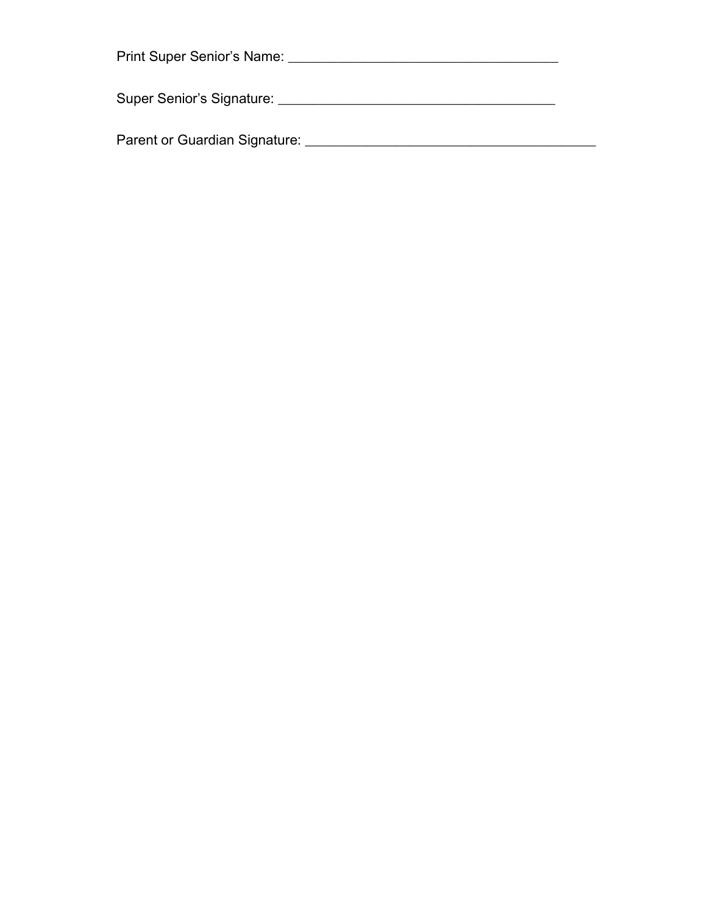Print Super Senior’s Name: ____________________________________

Super Senior’s Signature: _____________________________________

Parent or Guardian Signature: _______________________________________